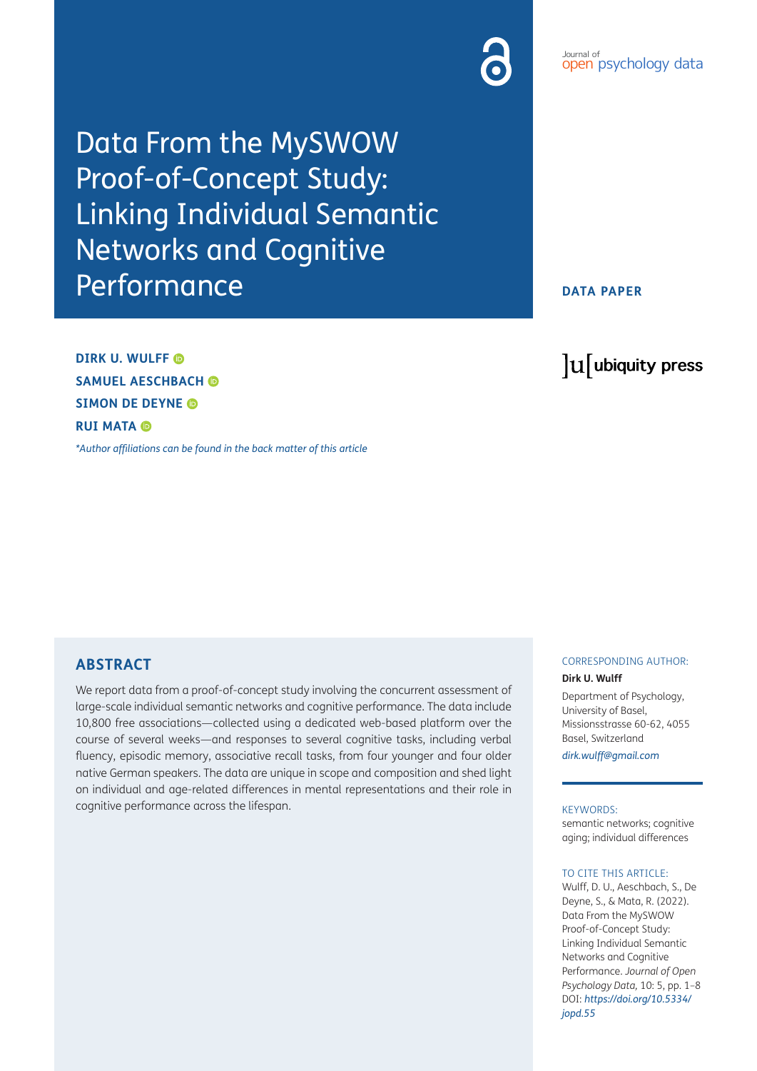# Data From the MySWOW Proof-of-Concept Study: Linking Individual Semantic Networks and Cognitive Performance

**DATA PAPER**

**DIRK U. WULFF**
**SAMUEL AESCHBACH**
**SIMON DE DEYNE**
**RUI MATA**

*\*Author affiliations can be found in the back matter of this article*

## ABSTRACT

We report data from a proof-of-concept study involving the concurrent assessment of large-scale individual semantic networks and cognitive performance. The data include 10,800 free associations—collected using a dedicated web-based platform over the course of several weeks—and responses to several cognitive tasks, including verbal fluency, episodic memory, associative recall tasks, from four younger and four older native German speakers. The data are unique in scope and composition and shed light on individual and age-related differences in mental representations and their role in cognitive performance across the lifespan.

CORRESPONDING AUTHOR:

**Dirk U. Wulff**

Department of Psychology, University of Basel, Missionsstrasse 60-62, 4055 Basel, Switzerland

*dirk.wulff@gmail.com*

KEYWORDS:

semantic networks; cognitive aging; individual differences

TO CITE THIS ARTICLE:

Wulff, D. U., Aeschbach, S., De Deyne, S., & Mata, R. (2022). Data From the MySWOW Proof-of-Concept Study: Linking Individual Semantic Networks and Cognitive Performance. *Journal of Open Psychology Data,* 10: 5, pp. 1–8 DOI: *https://doi.org/10.5334/jopd.55*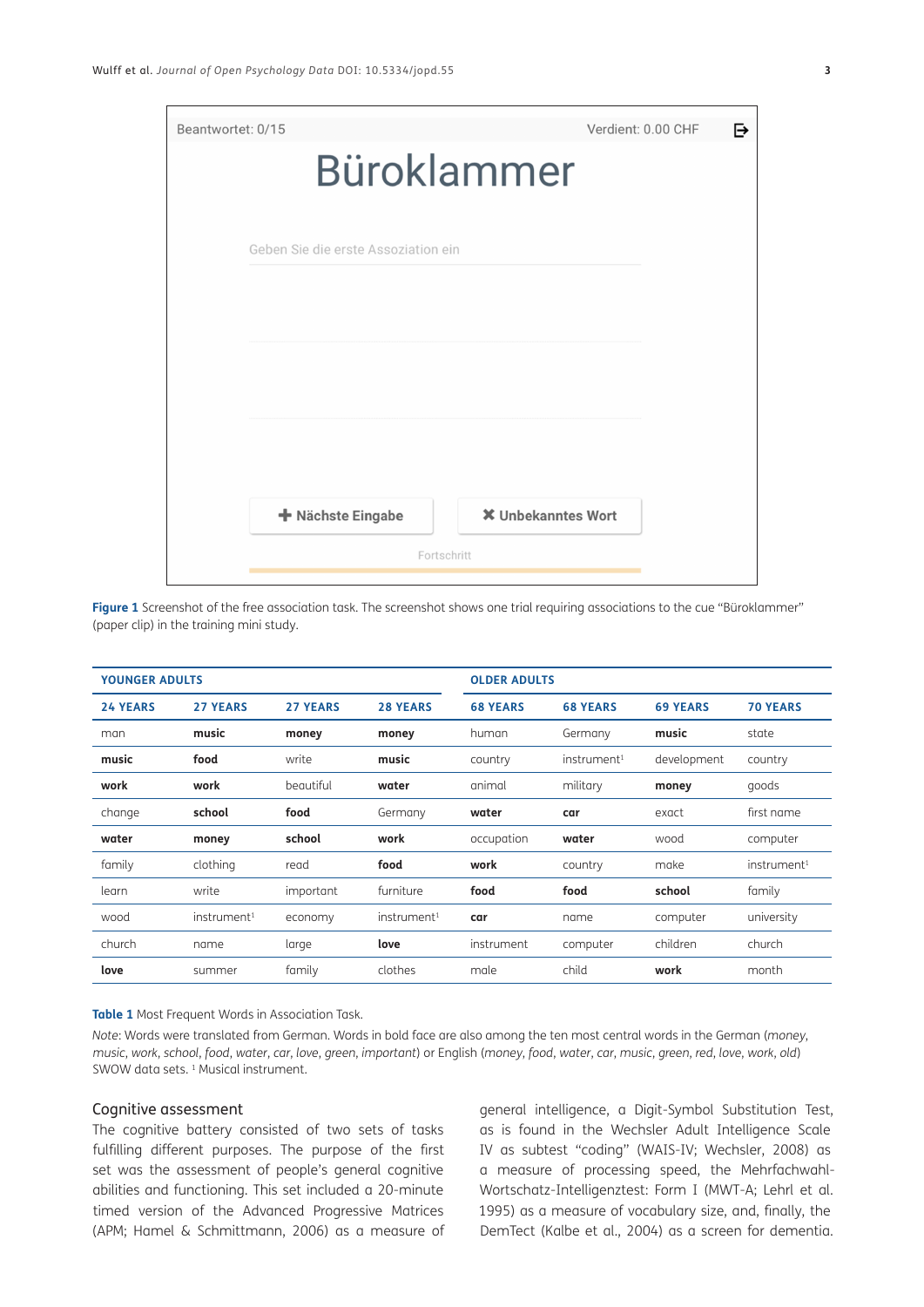**Figure 1** Screenshot of the free association task. The screenshot shows one trial requiring associations to the cue "Büroklammer" (paper clip) in the training mini study.

| YOUNGER ADULTS | | | | OLDER ADULTS | | | |
|---|---|---|---|---|---|---|---|
| **24 YEARS** | **27 YEARS** | **27 YEARS** | **28 YEARS** | **68 YEARS** | **68 YEARS** | **69 YEARS** | **70 YEARS** |
| man | **music** | **money** | **money** | human | Germany | **music** | state |
| **music** | **food** | write | **music** | country | instrument[1] | development | country |
| **work** | **work** | beautiful | **water** | animal | military | **money** | goods |
| change | **school** | **food** | Germany | **water** | **car** | exact | first name |
| **water** | **money** | **school** | **work** | occupation | **water** | wood | computer |
| family | clothing | read | **food** | **work** | country | make | instrument[1] |
| learn | write | important | furniture | **food** | **food** | **school** | family |
| wood | instrument[1] | economy | instrument[1] | **car** | name | computer | university |
| church | name | large | **love** | instrument | computer | children | church |
| **love** | summer | family | clothes | male | child | **work** | month |

**Table 1** Most Frequent Words in Association Task.

*Note*: Words were translated from German. Words in bold face are also among the ten most central words in the German (*money*, *music*, *work*, *school*, *food*, *water*, *car*, *love*, *green*, *important*) or English (*money*, *food*, *water*, *car*, *music*, *green*, *red*, *love*, *work*, *old*) SWOW data sets. [1] Musical instrument.

### Cognitive assessment

The cognitive battery consisted of two sets of tasks fulfilling different purposes. The purpose of the first set was the assessment of people's general cognitive abilities and functioning. This set included a 20-minute timed version of the Advanced Progressive Matrices (APM; Hamel & Schmittmann, 2006) as a measure of general intelligence, a Digit-Symbol Substitution Test, as is found in the Wechsler Adult Intelligence Scale IV as subtest "coding" (WAIS-IV; Wechsler, 2008) as a measure of processing speed, the Mehrfachwahl-Wortschatz-Intelligenztest: Form I (MWT-A; Lehrl et al. 1995) as a measure of vocabulary size, and, finally, the DemTect (Kalbe et al., 2004) as a screen for dementia.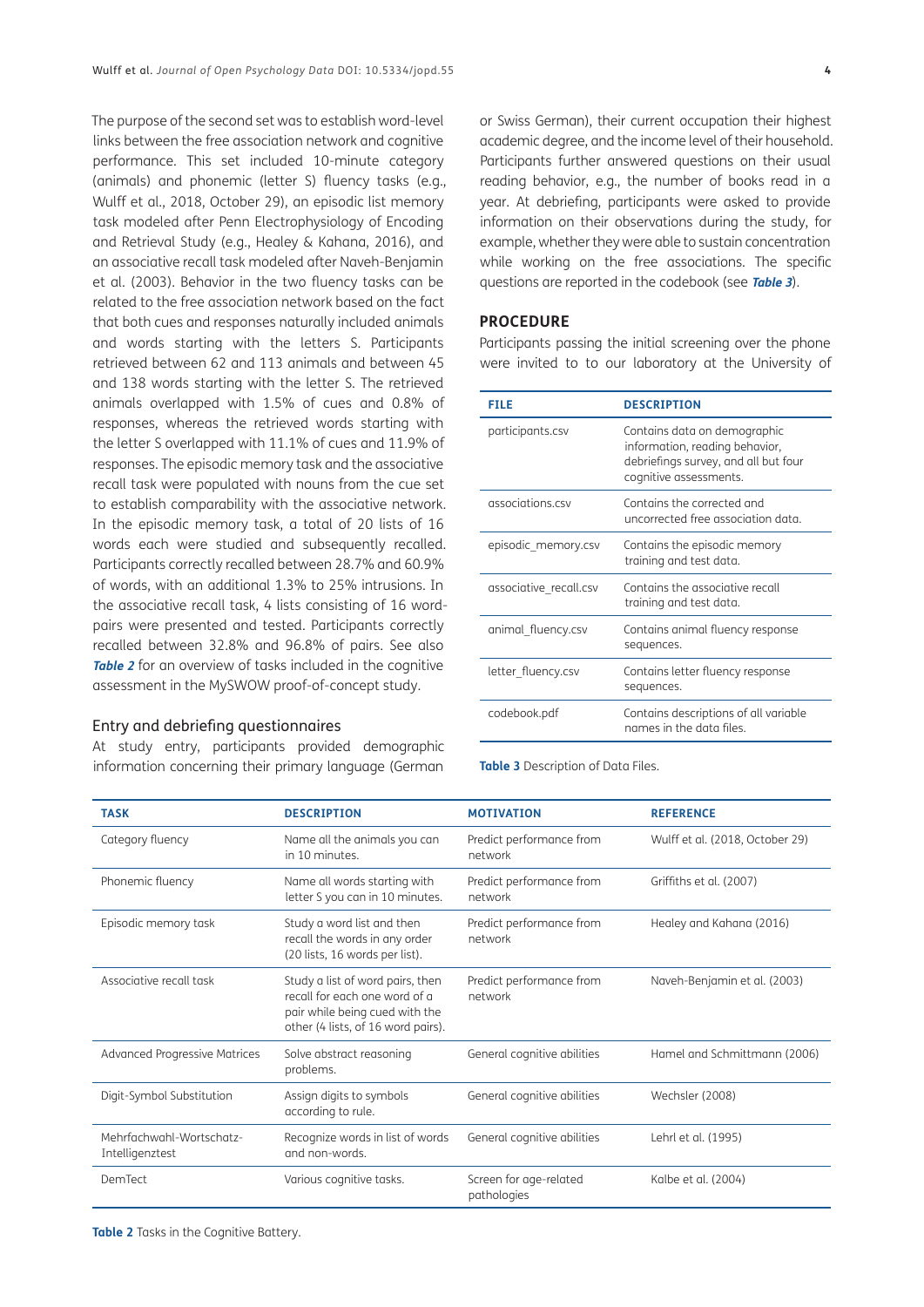The purpose of the second set was to establish word-level links between the free association network and cognitive performance. This set included 10-minute category (animals) and phonemic (letter S) fluency tasks (e.g., Wulff et al., 2018, October 29), an episodic list memory task modeled after Penn Electrophysiology of Encoding and Retrieval Study (e.g., Healey & Kahana, 2016), and an associative recall task modeled after Naveh-Benjamin et al. (2003). Behavior in the two fluency tasks can be related to the free association network based on the fact that both cues and responses naturally included animals and words starting with the letters S. Participants retrieved between 62 and 113 animals and between 45 and 138 words starting with the letter S. The retrieved animals overlapped with 1.5% of cues and 0.8% of responses, whereas the retrieved words starting with the letter S overlapped with 11.1% of cues and 11.9% of responses. The episodic memory task and the associative recall task were populated with nouns from the cue set to establish comparability with the associative network. In the episodic memory task, a total of 20 lists of 16 words each were studied and subsequently recalled. Participants correctly recalled between 28.7% and 60.9% of words, with an additional 1.3% to 25% intrusions. In the associative recall task, 4 lists consisting of 16 word-pairs were presented and tested. Participants correctly recalled between 32.8% and 96.8% of pairs. See also ***Table 2*** for an overview of tasks included in the cognitive assessment in the MySWOW proof-of-concept study.

### Entry and debriefing questionnaires

At study entry, participants provided demographic information concerning their primary language (German or Swiss German), their current occupation their highest academic degree, and the income level of their household. Participants further answered questions on their usual reading behavior, e.g., the number of books read in a year. At debriefing, participants were asked to provide information on their observations during the study, for example, whether they were able to sustain concentration while working on the free associations. The specific questions are reported in the codebook (see ***Table 3***).

## PROCEDURE

Participants passing the initial screening over the phone were invited to to our laboratory at the University of

| FILE | DESCRIPTION |
|---|---|
| participants.csv | Contains data on demographic information, reading behavior, debriefings survey, and all but four cognitive assessments. |
| associations.csv | Contains the corrected and uncorrected free association data. |
| episodic_memory.csv | Contains the episodic memory training and test data. |
| associative_recall.csv | Contains the associative recall training and test data. |
| animal_fluency.csv | Contains animal fluency response sequences. |
| letter_fluency.csv | Contains letter fluency response sequences. |
| codebook.pdf | Contains descriptions of all variable names in the data files. |

**Table 3** Description of Data Files.

| TASK | DESCRIPTION | MOTIVATION | REFERENCE |
|---|---|---|---|
| Category fluency | Name all the animals you can in 10 minutes. | Predict performance from network | Wulff et al. (2018, October 29) |
| Phonemic fluency | Name all words starting with letter S you can in 10 minutes. | Predict performance from network | Griffiths et al. (2007) |
| Episodic memory task | Study a word list and then recall the words in any order (20 lists, 16 words per list). | Predict performance from network | Healey and Kahana (2016) |
| Associative recall task | Study a list of word pairs, then recall for each one word of a pair while being cued with the other (4 lists, of 16 word pairs). | Predict performance from network | Naveh-Benjamin et al. (2003) |
| Advanced Progressive Matrices | Solve abstract reasoning problems. | General cognitive abilities | Hamel and Schmittmann (2006) |
| Digit-Symbol Substitution | Assign digits to symbols according to rule. | General cognitive abilities | Wechsler (2008) |
| Mehrfachwahl-Wortschatz-Intelligenztest | Recognize words in list of words and non-words. | General cognitive abilities | Lehrl et al. (1995) |
| DemTect | Various cognitive tasks. | Screen for age-related pathologies | Kalbe et al. (2004) |

**Table 2** Tasks in the Cognitive Battery.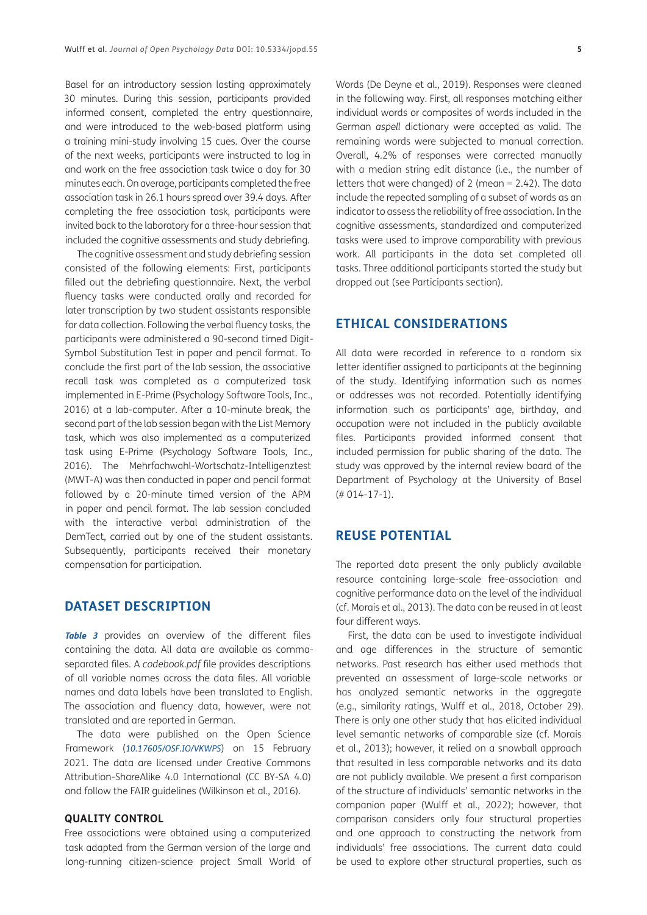Basel for an introductory session lasting approximately 30 minutes. During this session, participants provided informed consent, completed the entry questionnaire, and were introduced to the web-based platform using a training mini-study involving 15 cues. Over the course of the next weeks, participants were instructed to log in and work on the free association task twice a day for 30 minutes each. On average, participants completed the free association task in 26.1 hours spread over 39.4 days. After completing the free association task, participants were invited back to the laboratory for a three-hour session that included the cognitive assessments and study debriefing.

The cognitive assessment and study debriefing session consisted of the following elements: First, participants filled out the debriefing questionnaire. Next, the verbal fluency tasks were conducted orally and recorded for later transcription by two student assistants responsible for data collection. Following the verbal fluency tasks, the participants were administered a 90-second timed Digit-Symbol Substitution Test in paper and pencil format. To conclude the first part of the lab session, the associative recall task was completed as a computerized task implemented in E-Prime (Psychology Software Tools, Inc., 2016) at a lab-computer. After a 10-minute break, the second part of the lab session began with the List Memory task, which was also implemented as a computerized task using E-Prime (Psychology Software Tools, Inc., 2016). The Mehrfachwahl-Wortschatz-Intelligenztest (MWT-A) was then conducted in paper and pencil format followed by a 20-minute timed version of the APM in paper and pencil format. The lab session concluded with the interactive verbal administration of the DemTect, carried out by one of the student assistants. Subsequently, participants received their monetary compensation for participation.

## DATASET DESCRIPTION

**Table 3** provides an overview of the different files containing the data. All data are available as comma-separated files. A *codebook.pdf* file provides descriptions of all variable names across the data files. All variable names and data labels have been translated to English. The association and fluency data, however, were not translated and are reported in German.

The data were published on the Open Science Framework (*10.17605/OSF.IO/VKWPS*) on 15 February 2021. The data are licensed under Creative Commons Attribution-ShareAlike 4.0 International (CC BY-SA 4.0) and follow the FAIR guidelines (Wilkinson et al., 2016).

### QUALITY CONTROL

Free associations were obtained using a computerized task adapted from the German version of the large and long-running citizen-science project Small World of Words (De Deyne et al., 2019). Responses were cleaned in the following way. First, all responses matching either individual words or composites of words included in the German *aspell* dictionary were accepted as valid. The remaining words were subjected to manual correction. Overall, 4.2% of responses were corrected manually with a median string edit distance (i.e., the number of letters that were changed) of 2 (mean = 2.42). The data include the repeated sampling of a subset of words as an indicator to assess the reliability of free association. In the cognitive assessments, standardized and computerized tasks were used to improve comparability with previous work. All participants in the data set completed all tasks. Three additional participants started the study but dropped out (see Participants section).

## ETHICAL CONSIDERATIONS

All data were recorded in reference to a random six letter identifier assigned to participants at the beginning of the study. Identifying information such as names or addresses was not recorded. Potentially identifying information such as participants' age, birthday, and occupation were not included in the publicly available files. Participants provided informed consent that included permission for public sharing of the data. The study was approved by the internal review board of the Department of Psychology at the University of Basel (# 014-17-1).

## REUSE POTENTIAL

The reported data present the only publicly available resource containing large-scale free-association and cognitive performance data on the level of the individual (cf. Morais et al., 2013). The data can be reused in at least four different ways.

First, the data can be used to investigate individual and age differences in the structure of semantic networks. Past research has either used methods that prevented an assessment of large-scale networks or has analyzed semantic networks in the aggregate (e.g., similarity ratings, Wulff et al., 2018, October 29). There is only one other study that has elicited individual level semantic networks of comparable size (cf. Morais et al., 2013); however, it relied on a snowball approach that resulted in less comparable networks and its data are not publicly available. We present a first comparison of the structure of individuals' semantic networks in the companion paper (Wulff et al., 2022); however, that comparison considers only four structural properties and one approach to constructing the network from individuals' free associations. The current data could be used to explore other structural properties, such as